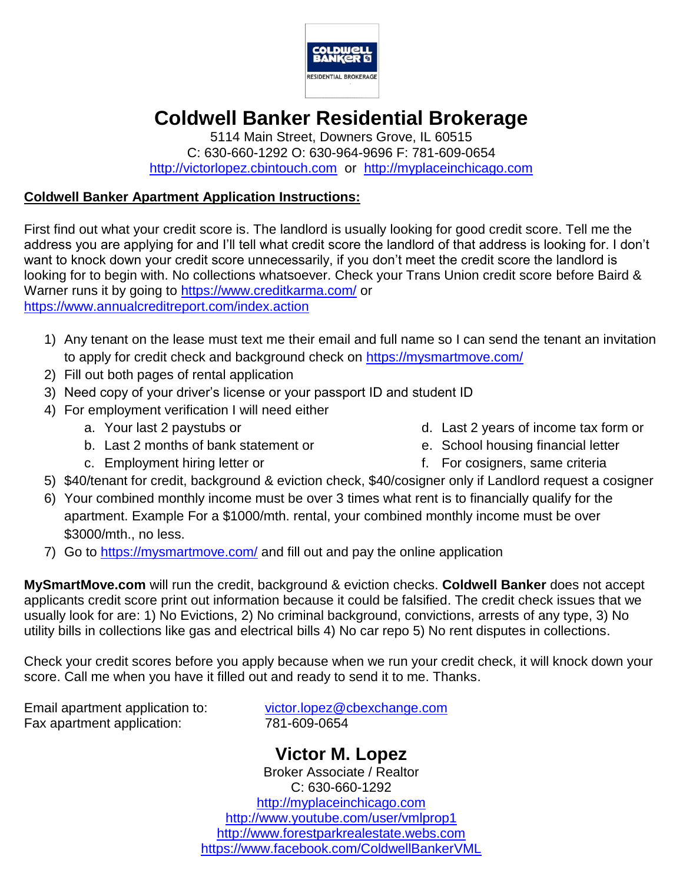# Coldwell Banker Residential Brokerage

5114 Main Street, Downers Grove, IL 60515
C: 630-660-1292 O: 630-964-9696 F: 781-609-0654
http://victorlopez.cbintouch.com or http://myplaceinchicago.com

**Coldwell Banker Apartment Application Instructions:**

First find out what your credit score is. The landlord is usually looking for good credit score. Tell me the address you are applying for and I'll tell what credit score the landlord of that address is looking for. I don't want to knock down your credit score unnecessarily, if you don't meet the credit score the landlord is looking for to begin with. No collections whatsoever. Check your Trans Union credit score before Baird & Warner runs it by going to https://www.creditkarma.com/ or https://www.annualcreditreport.com/index.action

1) Any tenant on the lease must text me their email and full name so I can send the tenant an invitation to apply for credit check and background check on https://mysmartmove.com/
2) Fill out both pages of rental application
3) Need copy of your driver's license or your passport ID and student ID
4) For employment verification I will need either
    a. Your last 2 paystubs or
    b. Last 2 months of bank statement or
    c. Employment hiring letter or
    d. Last 2 years of income tax form or
    e. School housing financial letter
    f. For cosigners, same criteria
5) $40/tenant for credit, background & eviction check, $40/cosigner only if Landlord request a cosigner
6) Your combined monthly income must be over 3 times what rent is to financially qualify for the apartment. Example For a $1000/mth. rental, your combined monthly income must be over $3000/mth., no less.
7) Go to https://mysmartmove.com/ and fill out and pay the online application

**MySmartMove.com** will run the credit, background & eviction checks. **Coldwell Banker** does not accept applicants credit score print out information because it could be falsified. The credit check issues that we usually look for are: 1) No Evictions, 2) No criminal background, convictions, arrests of any type, 3) No utility bills in collections like gas and electrical bills 4) No car repo 5) No rent disputes in collections.

Check your credit scores before you apply because when we run your credit check, it will knock down your score. Call me when you have it filled out and ready to send it to me. Thanks.

Email apartment application to: victor.lopez@cbexchange.com
Fax apartment application: 781-609-0654

## Victor M. Lopez

Broker Associate / Realtor
C: 630-660-1292
http://myplaceinchicago.com
http://www.youtube.com/user/vmlprop1
http://www.forestparkrealestate.webs.com
https://www.facebook.com/ColdwellBankerVML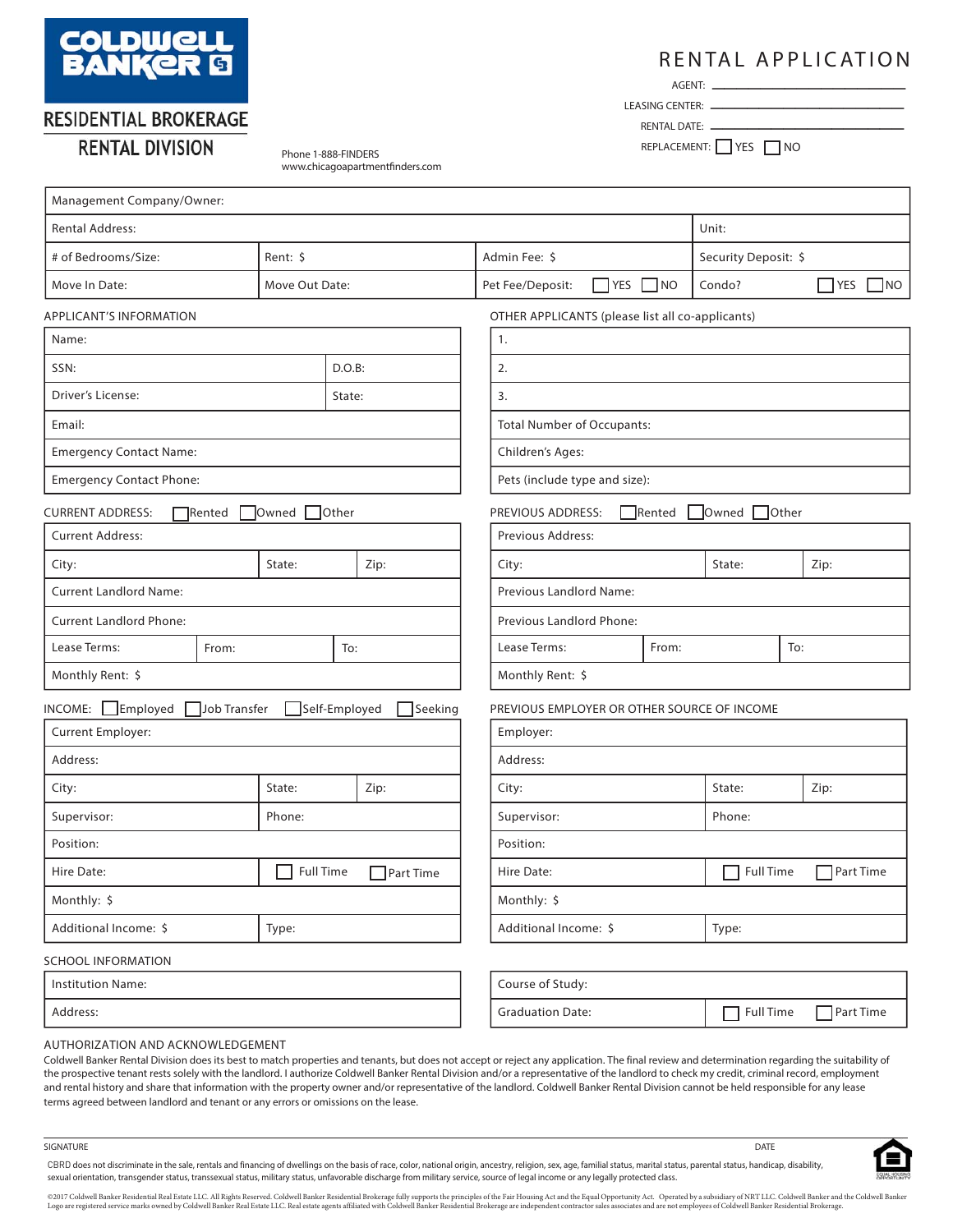COLDWELL BANKER

RESIDENTIAL BROKERAGE

RENTAL DIVISION

Phone 1-888-FINDERS
www.chicagoapartmentfinders.com

# RENTAL APPLICATION

AGENT: ______________________

LEASING CENTER: ______________________

RENTAL DATE: ______________________

REPLACEMENT: ☐ YES ☐ NO

| Management Company/Owner: | | | |
|---|---|---|---|
| Rental Address: | | | Unit: |
| # of Bedrooms/Size: | Rent: $ | Admin Fee: $ | Security Deposit: $ |
| Move In Date: | Move Out Date: | Pet Fee/Deposit: ☐ YES ☐ NO | Condo? ☐ YES ☐ NO |

APPLICANT'S INFORMATION

| Name: | |
|---|---|
| SSN: | D.O.B: |
| Driver's License: | State: |
| Email: | |
| Emergency Contact Name: | |
| Emergency Contact Phone: | |

OTHER APPLICANTS (please list all co-applicants)

| 1. |
|---|
| 2. |
| 3. |
| Total Number of Occupants: |
| Children's Ages: |
| Pets (include type and size): |

CURRENT ADDRESS: ☐ Rented ☐ Owned ☐ Other

| Current Address: | | |
|---|---|---|
| City: | State: | Zip: |
| Current Landlord Name: | | |
| Current Landlord Phone: | | |
| Lease Terms: | From: | To: |
| Monthly Rent: $ | | |

PREVIOUS ADDRESS: ☐ Rented ☐ Owned ☐ Other

| Previous Address: | | |
|---|---|---|
| City: | State: | Zip: |
| Previous Landlord Name: | | |
| Previous Landlord Phone: | | |
| Lease Terms: | From: | To: |
| Monthly Rent: $ | | |

INCOME: ☐ Employed ☐ Job Transfer ☐ Self-Employed ☐ Seeking

| Current Employer: | | |
|---|---|---|
| Address: | | |
| City: | State: | Zip: |
| Supervisor: | Phone: | |
| Position: | | |
| Hire Date: | ☐ Full Time ☐ Part Time | |
| Monthly: $ | | |
| Additional Income: $ | Type: | |

PREVIOUS EMPLOYER OR OTHER SOURCE OF INCOME

| Employer: | | |
|---|---|---|
| Address: | | |
| City: | State: | Zip: |
| Supervisor: | Phone: | |
| Position: | | |
| Hire Date: | ☐ Full Time ☐ Part Time | |
| Monthly: $ | | |
| Additional Income: $ | Type: | |

SCHOOL INFORMATION

| Institution Name: |
|---|
| Address: |

| Course of Study: | |
|---|---|
| Graduation Date: | ☐ Full Time ☐ Part Time |

AUTHORIZATION AND ACKNOWLEDGEMENT

Coldwell Banker Rental Division does its best to match properties and tenants, but does not accept or reject any application. The final review and determination regarding the suitability of the prospective tenant rests solely with the landlord. I authorize Coldwell Banker Rental Division and/or a representative of the landlord to check my credit, criminal record, employment and rental history and share that information with the property owner and/or representative of the landlord. Coldwell Banker Rental Division cannot be held responsible for any lease terms agreed between landlord and tenant or any errors or omissions on the lease.

SIGNATURE ______________________ DATE ______________________

CBRD does not discriminate in the sale, rentals and financing of dwellings on the basis of race, color, national origin, ancestry, religion, sex, age, familial status, marital status, parental status, handicap, disability, sexual orientation, transgender status, transsexual status, military status, unfavorable discharge from military service, source of legal income or any legally protected class.

©2017 Coldwell Banker Residential Real Estate LLC. All Rights Reserved. Coldwell Banker Residential Brokerage fully supports the principles of the Fair Housing Act and the Equal Opportunity Act. Operated by a subsidiary of NRT LLC. Coldwell Banker and the Coldwell Banker Logo are registered service marks owned by Coldwell Banker Real Estate LLC. Real estate agents affiliated with Coldwell Banker Residential Brokerage are independent contractor sales associates and are not employees of Coldwell Banker Residential Brokerage.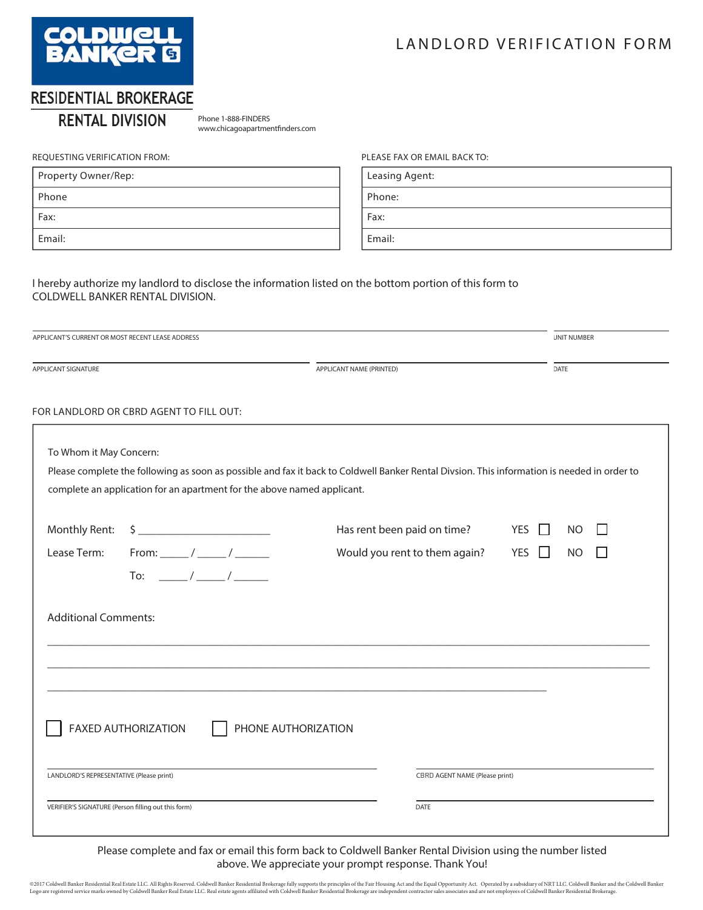COLDWELL BANKER

RESIDENTIAL BROKERAGE

RENTAL DIVISION

Phone 1-888-FINDERS
www.chicagoapartmentfinders.com

# LANDLORD VERIFICATION FORM

| REQUESTING VERIFICATION FROM: | PLEASE FAX OR EMAIL BACK TO: |
|---|---|
| Property Owner/Rep: | Leasing Agent: |
| Phone | Phone: |
| Fax: | Fax: |
| Email: | Email: |

I hereby authorize my landlord to disclose the information listed on the bottom portion of this form to COLDWELL BANKER RENTAL DIVISION.

APPLICANT'S CURRENT OR MOST RECENT LEASE ADDRESS _______________ UNIT NUMBER _______________

APPLICANT SIGNATURE _______________ APPLICANT NAME (PRINTED) _______________ DATE _______________

FOR LANDLORD OR CBRD AGENT TO FILL OUT:

To Whom it May Concern:

Please complete the following as soon as possible and fax it back to Coldwell Banker Rental Divsion. This information is needed in order to complete an application for an apartment for the above named applicant.

Monthly Rent: $ _______________

Lease Term: From: _____ / _____ / ______

To: _____ / _____ / ______

Has rent been paid on time? YES ☐ NO ☐

Would you rent to them again? YES ☐ NO ☐

Additional Comments:

_______________________________________________

_______________________________________________

_______________________________________________

☐ FAXED AUTHORIZATION ☐ PHONE AUTHORIZATION

LANDLORD'S REPRESENTATIVE (Please print) _______________ CBRD AGENT NAME (Please print) _______________

VERIFIER'S SIGNATURE (Person filling out this form) _______________ DATE _______________

Please complete and fax or email this form back to Coldwell Banker Rental Division using the number listed above. We appreciate your prompt response. Thank You!

©2017 Coldwell Banker Residential Real Estate LLC. All Rights Reserved. Coldwell Banker Residential Brokerage fully supports the principles of the Fair Housing Act and the Equal Opportunity Act. Operated by a subsidiary of NRT LLC. Coldwell Banker and the Coldwell Banker Logo are registered service marks owned by Coldwell Banker Real Estate LLC. Real estate agents affiliated with Coldwell Banker Residential Brokerage are independent contractor sales associates and are not employees of Coldwell Banker Residential Brokerage.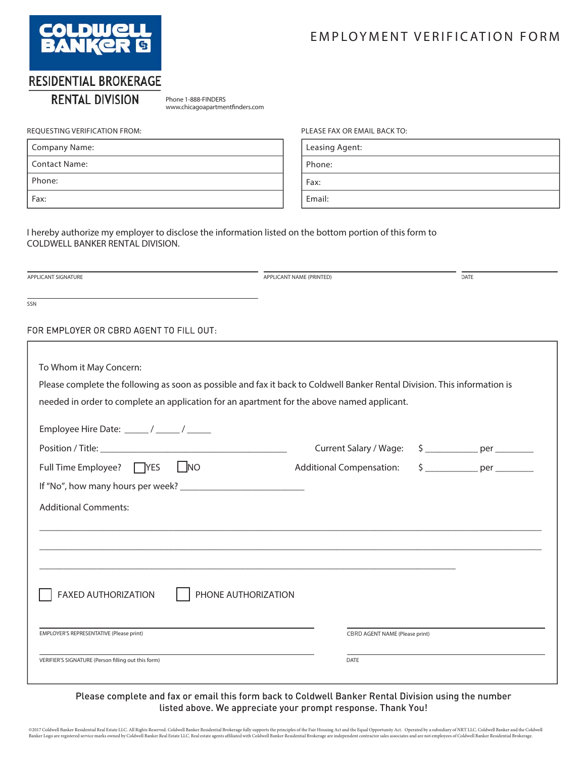COLDWELL BANKER

RESIDENTIAL BROKERAGE
RENTAL DIVISION

Phone 1-888-FINDERS
www.chicagoapartmentfinders.com

# EMPLOYMENT VERIFICATION FORM

REQUESTING VERIFICATION FROM:

| Company Name: |
|---|
| Contact Name: |
| Phone: |
| Fax: |

PLEASE FAX OR EMAIL BACK TO:

| Leasing Agent: |
|---|
| Phone: |
| Fax: |
| Email: |

I hereby authorize my employer to disclose the information listed on the bottom portion of this form to COLDWELL BANKER RENTAL DIVISION.

APPLICANT SIGNATURE ______________________ APPLICANT NAME (PRINTED) ______________________ DATE ____________

SSN ______________________

FOR EMPLOYER OR CBRD AGENT TO FILL OUT:

To Whom it May Concern:

Please complete the following as soon as possible and fax it back to Coldwell Banker Rental Division. This information is needed in order to complete an application for an apartment for the above named applicant.

Employee Hire Date: _____ / _____ / _____

Position / Title: ______________________________ Current Salary / Wage: $ __________ per ________

Full Time Employee? ☐ YES ☐ NO Additional Compensation: $ __________ per ________

If "No", how many hours per week? ______________________

Additional Comments:

______________________________________________________________________

______________________________________________________________________

______________________________________________________________________

☐ FAXED AUTHORIZATION ☐ PHONE AUTHORIZATION

EMPLOYER'S REPRESENTATIVE (Please print) ______________________ CBRD AGENT NAME (Please print) ______________________

VERIFIER'S SIGNATURE (Person filling out this form) ______________________ DATE ______________________

Please complete and fax or email this form back to Coldwell Banker Rental Division using the number listed above. We appreciate your prompt response. Thank You!

©2017 Coldwell Banker Residential Real Estate LLC. All Rights Reserved. Coldwell Banker Residential Brokerage fully supports the principles of the Fair Housing Act and the Equal Opportunity Act. Operated by a subsidiary of NRT LLC. Coldwell Banker and the Coldwell Banker Logo are registered service marks owned by Coldwell Banker Real Estate LLC. Real estate agents affiliated with Coldwell Banker Residential Brokerage are independent contractor sales associates and are not employees of Coldwell Banker Residential Brokerage.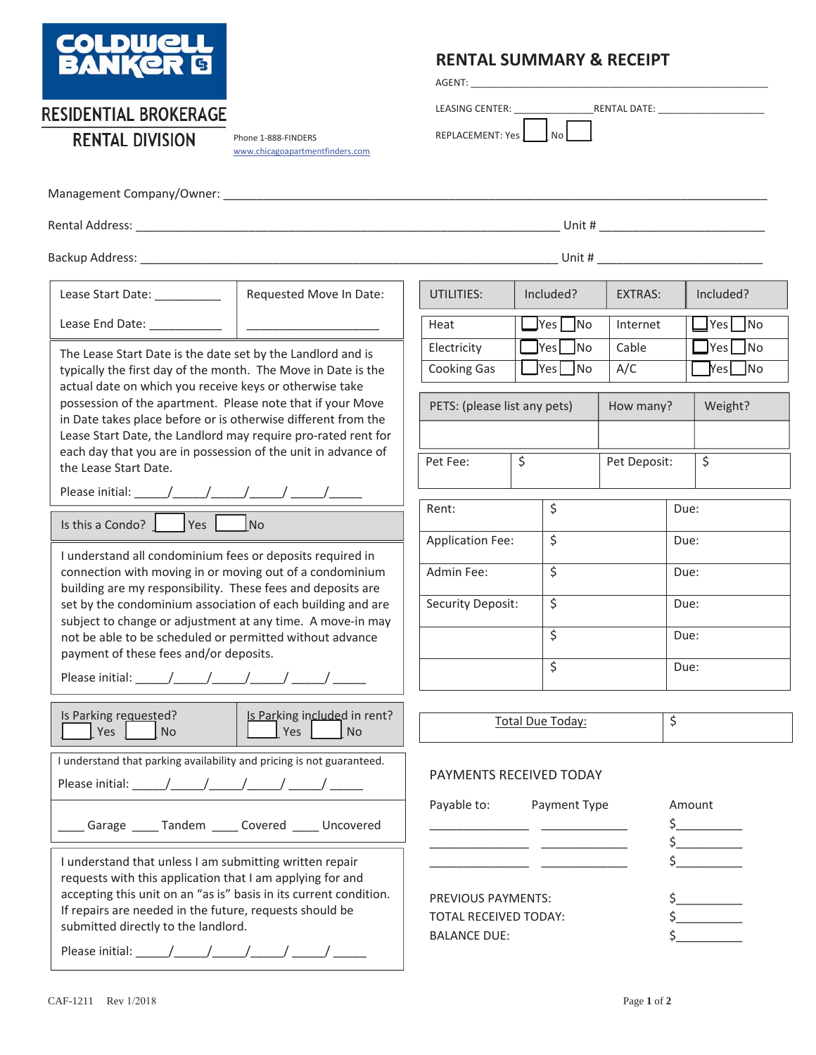COLDWELL BANKER

RESIDENTIAL BROKERAGE

RENTAL DIVISION

Phone 1-888-FINDERS
www.chicagoapartmentfinders.com

# RENTAL SUMMARY & RECEIPT

AGENT: ___________________________________________________

LEASING CENTER: _______________ RENTAL DATE: ___________________

REPLACEMENT: Yes ☐ No ☐

Management Company/Owner: ___________________________________________________________________________

Rental Address: ______________________________________________________________ Unit # _________________________

Backup Address: _____________________________________________________________ Unit # _________________________

| Lease Start Date: __________ | Requested Move In Date: |
|---|---|
| Lease End Date: ___________ | ____________________ |

The Lease Start Date is the date set by the Landlord and is typically the first day of the month. The Move in Date is the actual date on which you receive keys or otherwise take possession of the apartment. Please note that if your Move in Date takes place before or is otherwise different from the Lease Start Date, the Landlord may require pro-rated rent for each day that you are in possession of the unit in advance of the Lease Start Date.

Please initial: _____/_____/_____/_____/ _____/_____

Is this a Condo? ☐ Yes ☐ No

I understand all condominium fees or deposits required in connection with moving in or moving out of a condominium building are my responsibility. These fees and deposits are set by the condominium association of each building and are subject to change or adjustment at any time. A move-in may not be able to be scheduled or permitted without advance payment of these fees and/or deposits.

Please initial: _____/_____/_____/_____/ _____/ _____

| Is Parking requested? | Is Parking included in rent? |
|---|---|
| ☐ Yes ☐ No | ☐ Yes ☐ No |

I understand that parking availability and pricing is not guaranteed.

Please initial: _____/_____/_____/_____/ _____/ _____

____ Garage ____ Tandem ____ Covered ____ Uncovered

I understand that unless I am submitting written repair requests with this application that I am applying for and accepting this unit on an "as is" basis in its current condition. If repairs are needed in the future, requests should be submitted directly to the landlord.

Please initial: _____/_____/_____/_____/ _____/ _____

| UTILITIES: | Included? | EXTRAS: | Included? |
|---|---|---|---|
| Heat | ☐Yes ☐No | Internet | ☐Yes ☐No |
| Electricity | ☐Yes ☐No | Cable | ☐Yes ☐No |
| Cooking Gas | ☐Yes ☐No | A/C | ☐Yes ☐No |

| PETS: (please list any pets) | How many? | Weight? |
|---|---|---|
| | | |

| Pet Fee: | $ | Pet Deposit: | $ |
|---|---|---|---|

| Rent: | $ | Due: |
|---|---|---|
| Application Fee: | $ | Due: |
| Admin Fee: | $ | Due: |
| Security Deposit: | $ | Due: |
| | $ | Due: |
| | $ | Due: |

| Total Due Today: | $ |
|---|---|

PAYMENTS RECEIVED TODAY

| Payable to: | Payment Type | Amount |
|---|---|---|
| _______________ | _____________ | $__________ |
| _______________ | _____________ | $__________ |
| _______________ | _____________ | $__________ |

PREVIOUS PAYMENTS: $__________

TOTAL RECEIVED TODAY: $__________

BALANCE DUE: $__________

CAF-1211 Rev 1/2018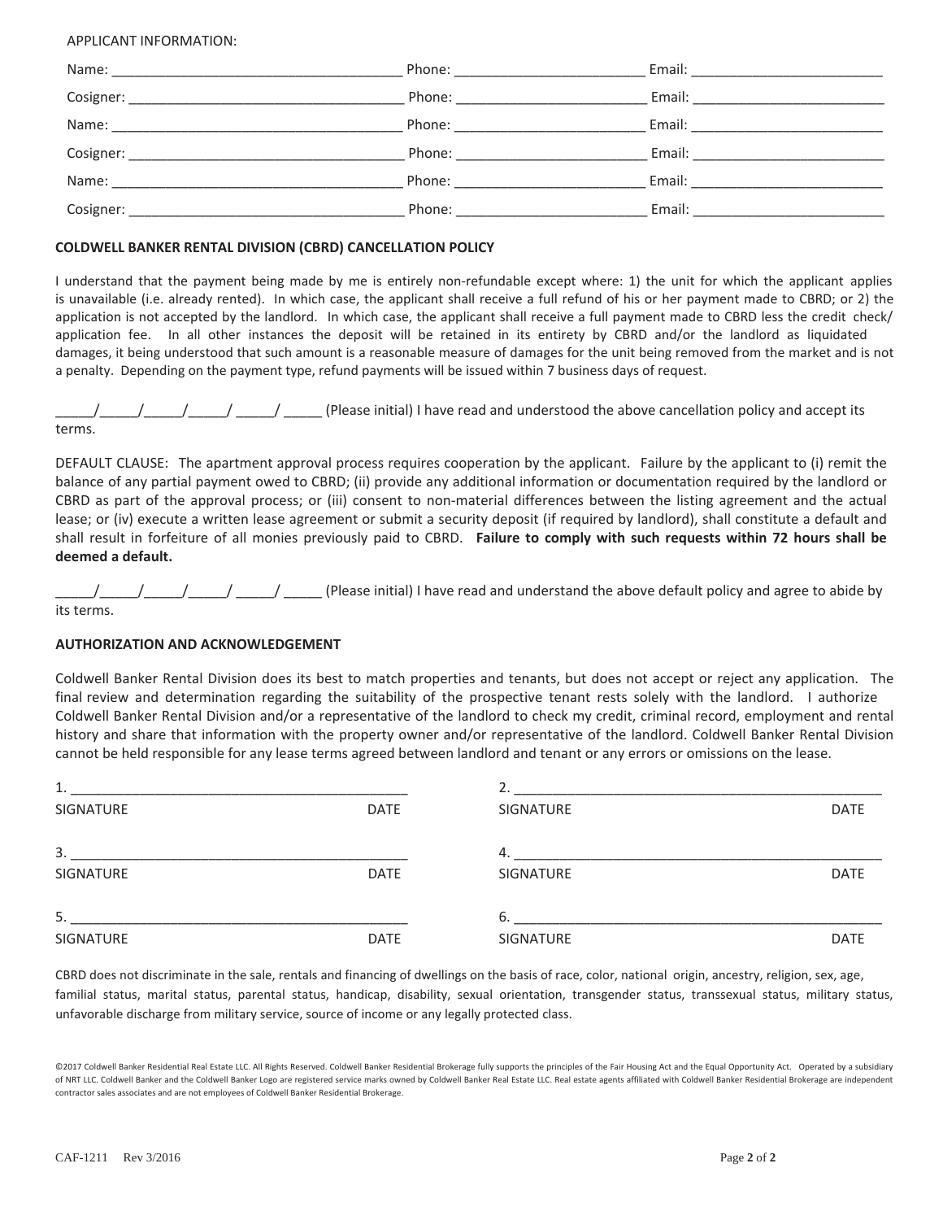APPLICANT INFORMATION:

Name: ______________________________________ Phone: _________________________ Email: _________________________

Cosigner: ____________________________________ Phone: _________________________ Email: _________________________

Name: ______________________________________ Phone: _________________________ Email: _________________________

Cosigner: ____________________________________ Phone: _________________________ Email: _________________________

Name: ______________________________________ Phone: _________________________ Email: _________________________

Cosigner: ____________________________________ Phone: _________________________ Email: _________________________

**COLDWELL BANKER RENTAL DIVISION (CBRD) CANCELLATION POLICY**

I understand that the payment being made by me is entirely non-refundable except where: 1) the unit for which the applicant applies is unavailable (i.e. already rented). In which case, the applicant shall receive a full refund of his or her payment made to CBRD; or 2) the application is not accepted by the landlord. In which case, the applicant shall receive a full payment made to CBRD less the credit check/ application fee. In all other instances the deposit will be retained in its entirety by CBRD and/or the landlord as liquidated damages, it being understood that such amount is a reasonable measure of damages for the unit being removed from the market and is not a penalty. Depending on the payment type, refund payments will be issued within 7 business days of request.

_____/_____/_____/_____/ _____/ _____ (Please initial) I have read and understood the above cancellation policy and accept its terms.

DEFAULT CLAUSE: The apartment approval process requires cooperation by the applicant. Failure by the applicant to (i) remit the balance of any partial payment owed to CBRD; (ii) provide any additional information or documentation required by the landlord or CBRD as part of the approval process; or (iii) consent to non-material differences between the listing agreement and the actual lease; or (iv) execute a written lease agreement or submit a security deposit (if required by landlord), shall constitute a default and shall result in forfeiture of all monies previously paid to CBRD. **Failure to comply with such requests within 72 hours shall be deemed a default.**

_____/_____/_____/_____/ _____/ _____ (Please initial) I have read and understand the above default policy and agree to abide by its terms.

**AUTHORIZATION AND ACKNOWLEDGEMENT**

Coldwell Banker Rental Division does its best to match properties and tenants, but does not accept or reject any application. The final review and determination regarding the suitability of the prospective tenant rests solely with the landlord. I authorize Coldwell Banker Rental Division and/or a representative of the landlord to check my credit, criminal record, employment and rental history and share that information with the property owner and/or representative of the landlord. Coldwell Banker Rental Division cannot be held responsible for any lease terms agreed between landlord and tenant or any errors or omissions on the lease.

1. ____________________________________________
SIGNATURE DATE

2. ____________________________________________
SIGNATURE DATE

3. ____________________________________________
SIGNATURE DATE

4. ____________________________________________
SIGNATURE DATE

5. ____________________________________________
SIGNATURE DATE

6. ____________________________________________
SIGNATURE DATE

CBRD does not discriminate in the sale, rentals and financing of dwellings on the basis of race, color, national origin, ancestry, religion, sex, age, familial status, marital status, parental status, handicap, disability, sexual orientation, transgender status, transsexual status, military status, unfavorable discharge from military service, source of income or any legally protected class.

©2017 Coldwell Banker Residential Real Estate LLC. All Rights Reserved. Coldwell Banker Residential Brokerage fully supports the principles of the Fair Housing Act and the Equal Opportunity Act. Operated by a subsidiary of NRT LLC. Coldwell Banker and the Coldwell Banker Logo are registered service marks owned by Coldwell Banker Real Estate LLC. Real estate agents affiliated with Coldwell Banker Residential Brokerage are independent contractor sales associates and are not employees of Coldwell Banker Residential Brokerage.

CAF-1211 Rev 3/2016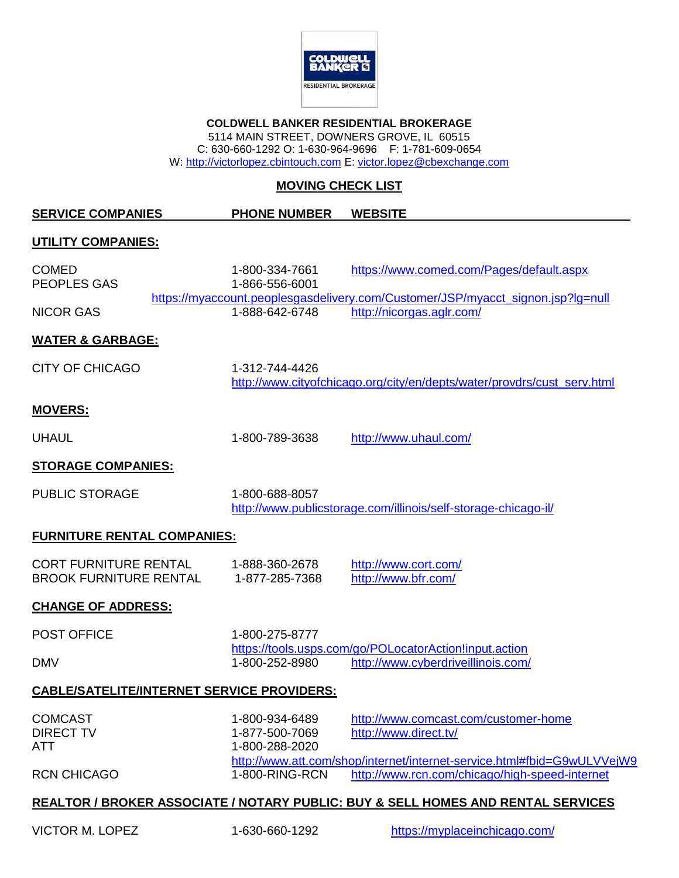**COLDWELL BANKER RESIDENTIAL BROKERAGE**
5114 MAIN STREET, DOWNERS GROVE, IL 60515
C: 630-660-1292 O: 1-630-964-9696 F: 1-781-609-0654
W: http://victorlopez.cbintouch.com E: victor.lopez@cbexchange.com

## MOVING CHECK LIST

| SERVICE COMPANIES | PHONE NUMBER | WEBSITE |
|---|---|---|
| **UTILITY COMPANIES:** | | |
| COMED | 1-800-334-7661 | https://www.comed.com/Pages/default.aspx |
| PEOPLES GAS | 1-866-556-6001 | https://myaccount.peoplesgasdelivery.com/Customer/JSP/myacct_signon.jsp?lg=null |
| NICOR GAS | 1-888-642-6748 | http://nicorgas.aglr.com/ |
| **WATER & GARBAGE:** | | |
| CITY OF CHICAGO | 1-312-744-4426 | http://www.cityofchicago.org/city/en/depts/water/provdrs/cust_serv.html |
| **MOVERS:** | | |
| UHAUL | 1-800-789-3638 | http://www.uhaul.com/ |
| **STORAGE COMPANIES:** | | |
| PUBLIC STORAGE | 1-800-688-8057 | http://www.publicstorage.com/illinois/self-storage-chicago-il/ |
| **FURNITURE RENTAL COMPANIES:** | | |
| CORT FURNITURE RENTAL | 1-888-360-2678 | http://www.cort.com/ |
| BROOK FURNITURE RENTAL | 1-877-285-7368 | http://www.bfr.com/ |
| **CHANGE OF ADDRESS:** | | |
| POST OFFICE | 1-800-275-8777 | https://tools.usps.com/go/POLocatorAction!input.action |
| DMV | 1-800-252-8980 | http://www.cyberdriveillinois.com/ |
| **CABLE/SATELITE/INTERNET SERVICE PROVIDERS:** | | |
| COMCAST | 1-800-934-6489 | http://www.comcast.com/customer-home |
| DIRECT TV | 1-877-500-7069 | http://www.direct.tv/ |
| ATT | 1-800-288-2020 | http://www.att.com/shop/internet/internet-service.html#fbid=G9wULVVejW9 |
| RCN CHICAGO | 1-800-RING-RCN | http://www.rcn.com/chicago/high-speed-internet |
| **REALTOR / BROKER ASSOCIATE / NOTARY PUBLIC: BUY & SELL HOMES AND RENTAL SERVICES** | | |
| VICTOR M. LOPEZ | 1-630-660-1292 | https://myplaceinchicago.com/ |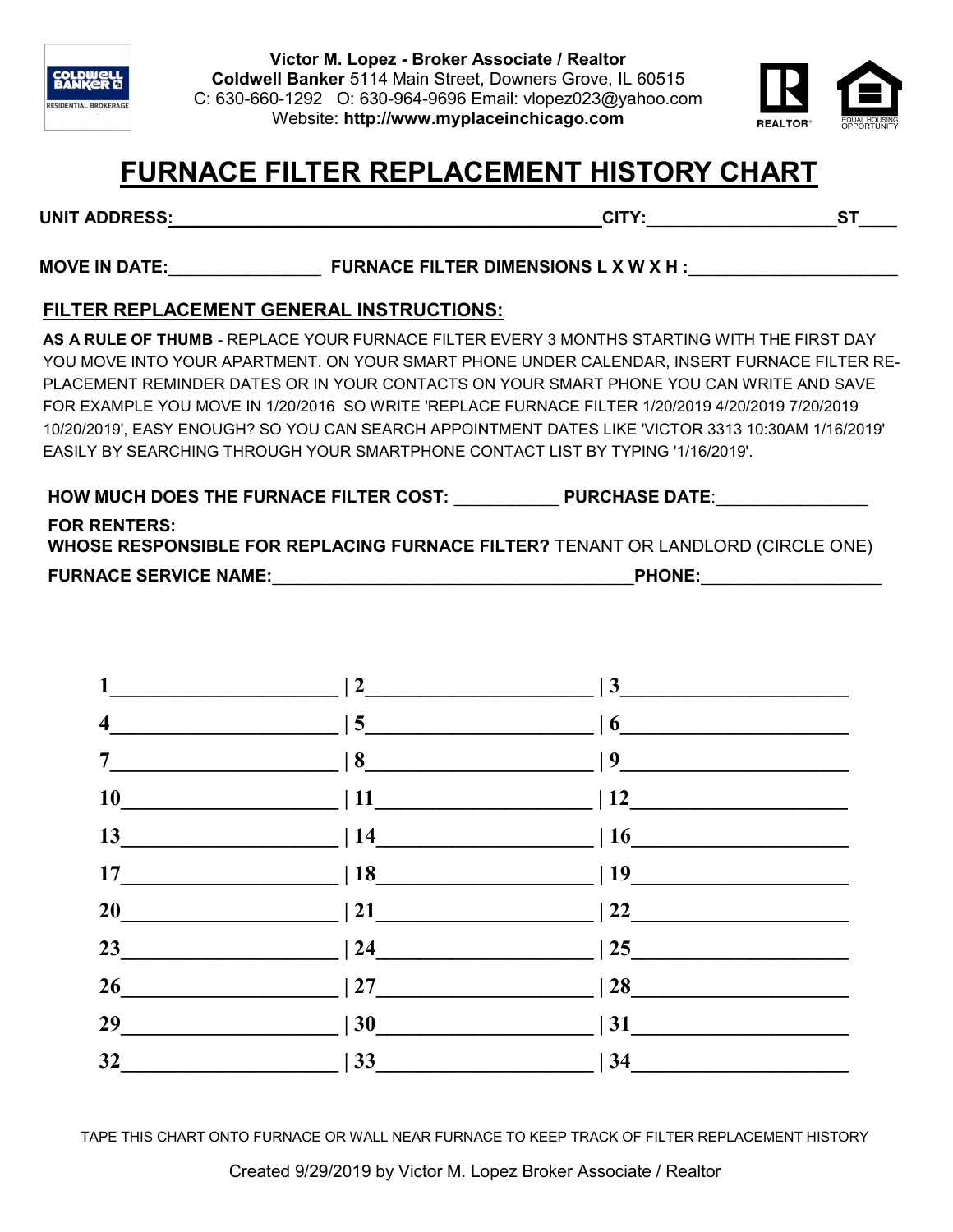Victor M. Lopez - Broker Associate / Realtor
**Coldwell Banker** 5114 Main Street, Downers Grove, IL 60515
C: 630-660-1292 O: 630-964-9696 Email: vlopez023@yahoo.com
Website: **http://www.myplaceinchicago.com**

# FURNACE FILTER REPLACEMENT HISTORY CHART

**UNIT ADDRESS:**______________________________________________**CITY:**____________________**ST**____

**MOVE IN DATE:**________________ **FURNACE FILTER DIMENSIONS L X W X H :**______________________

## FILTER REPLACEMENT GENERAL INSTRUCTIONS:

**AS A RULE OF THUMB** - REPLACE YOUR FURNACE FILTER EVERY 3 MONTHS STARTING WITH THE FIRST DAY YOU MOVE INTO YOUR APARTMENT. ON YOUR SMART PHONE UNDER CALENDAR, INSERT FURNACE FILTER REPLACEMENT REMINDER DATES OR IN YOUR CONTACTS ON YOUR SMART PHONE YOU CAN WRITE AND SAVE FOR EXAMPLE YOU MOVE IN 1/20/2016 SO WRITE 'REPLACE FURNACE FILTER 1/20/2019 4/20/2019 7/20/2019 10/20/2019', EASY ENOUGH? SO YOU CAN SEARCH APPOINTMENT DATES LIKE 'VICTOR 3313 10:30AM 1/16/2019' EASILY BY SEARCHING THROUGH YOUR SMARTPHONE CONTACT LIST BY TYPING '1/16/2019'.

**HOW MUCH DOES THE FURNACE FILTER COST:** ___________ **PURCHASE DATE**:________________

**FOR RENTERS:**
**WHOSE RESPONSIBLE FOR REPLACING FURNACE FILTER?** TENANT OR LANDLORD (CIRCLE ONE)

**FURNACE SERVICE NAME:**________________________________________**PHONE:**___________________

**1**_____________________ | **2**_____________________ | **3**_____________________
**4**_____________________ | **5**_____________________ | **6**_____________________
**7**_____________________ | **8**_____________________ | **9**_____________________
**10**____________________ | **11**____________________ | **12**____________________
**13**____________________ | **14**____________________ | **16**____________________
**17**____________________ | **18**____________________ | **19**____________________
**20**____________________ | **21**____________________ | **22**____________________
**23**____________________ | **24**____________________ | **25**____________________
**26**____________________ | **27**____________________ | **28**____________________
**29**____________________ | **30**____________________ | **31**____________________
**32**____________________ | **33**____________________ | **34**____________________

TAPE THIS CHART ONTO FURNACE OR WALL NEAR FURNACE TO KEEP TRACK OF FILTER REPLACEMENT HISTORY

Created 9/29/2019 by Victor M. Lopez Broker Associate / Realtor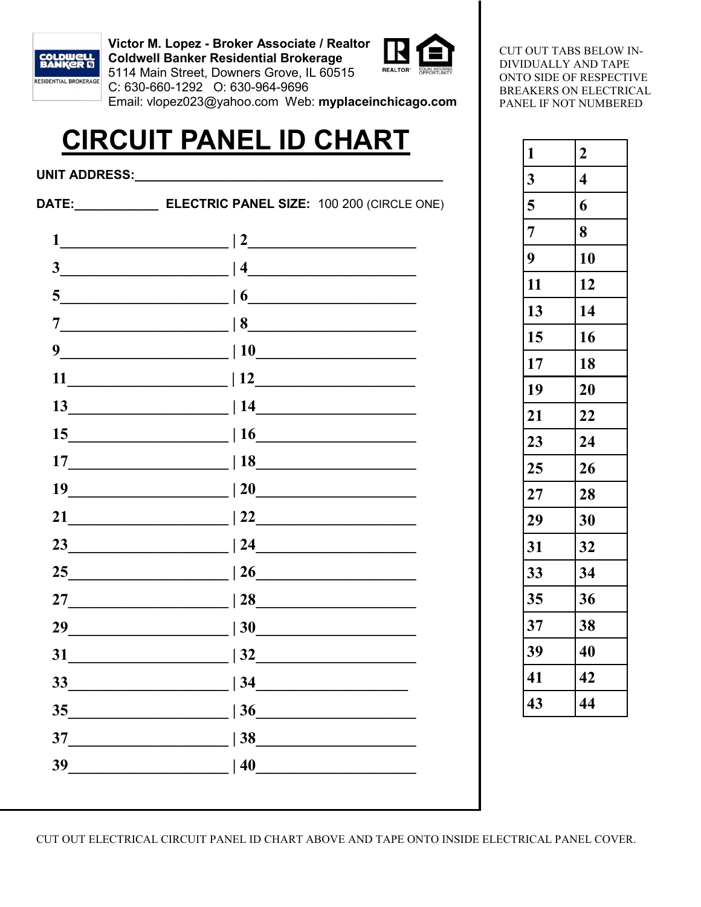**Victor M. Lopez - Broker Associate / Realtor**
**Coldwell Banker Residential Brokerage**
5114 Main Street, Downers Grove, IL 60515
C: 630-660-1292 O: 630-964-9696
Email: vlopez023@yahoo.com Web: **myplaceinchicago.com**

# CIRCUIT PANEL ID CHART

**UNIT ADDRESS:**______________________________________________

**DATE:**____________ **ELECTRIC PANEL SIZE:** 100 200 (CIRCLE ONE)

**1**______________________ | **2**______________________
**3**______________________ | **4**______________________
**5**______________________ | **6**______________________
**7**______________________ | **8**______________________
**9**______________________ | **10**_____________________
**11**_____________________ | **12**_____________________
**13**_____________________ | **14**_____________________
**15**_____________________ | **16**_____________________
**17**_____________________ | **18**_____________________
**19**_____________________ | **20**_____________________
**21**_____________________ | **22**_____________________
**23**_____________________ | **24**_____________________
**25**_____________________ | **26**_____________________
**27**_____________________ | **28**_____________________
**29**_____________________ | **30**_____________________
**31**_____________________ | **32**_____________________
**33**_____________________ | **34**_____________________
**35**_____________________ | **36**_____________________
**37**_____________________ | **38**_____________________
**39**_____________________ | **40**_____________________

CUT OUT TABS BELOW INDIVIDUALLY AND TAPE ONTO SIDE OF RESPECTIVE BREAKERS ON ELECTRICAL PANEL IF NOT NUMBERED

| | |
|---|---|
| **1** | **2** |
| **3** | **4** |
| **5** | **6** |
| **7** | **8** |
| **9** | **10** |
| **11** | **12** |
| **13** | **14** |
| **15** | **16** |
| **17** | **18** |
| **19** | **20** |
| **21** | **22** |
| **23** | **24** |
| **25** | **26** |
| **27** | **28** |
| **29** | **30** |
| **31** | **32** |
| **33** | **34** |
| **35** | **36** |
| **37** | **38** |
| **39** | **40** |
| **41** | **42** |
| **43** | **44** |

CUT OUT ELECTRICAL CIRCUIT PANEL ID CHART ABOVE AND TAPE ONTO INSIDE ELECTRICAL PANEL COVER.